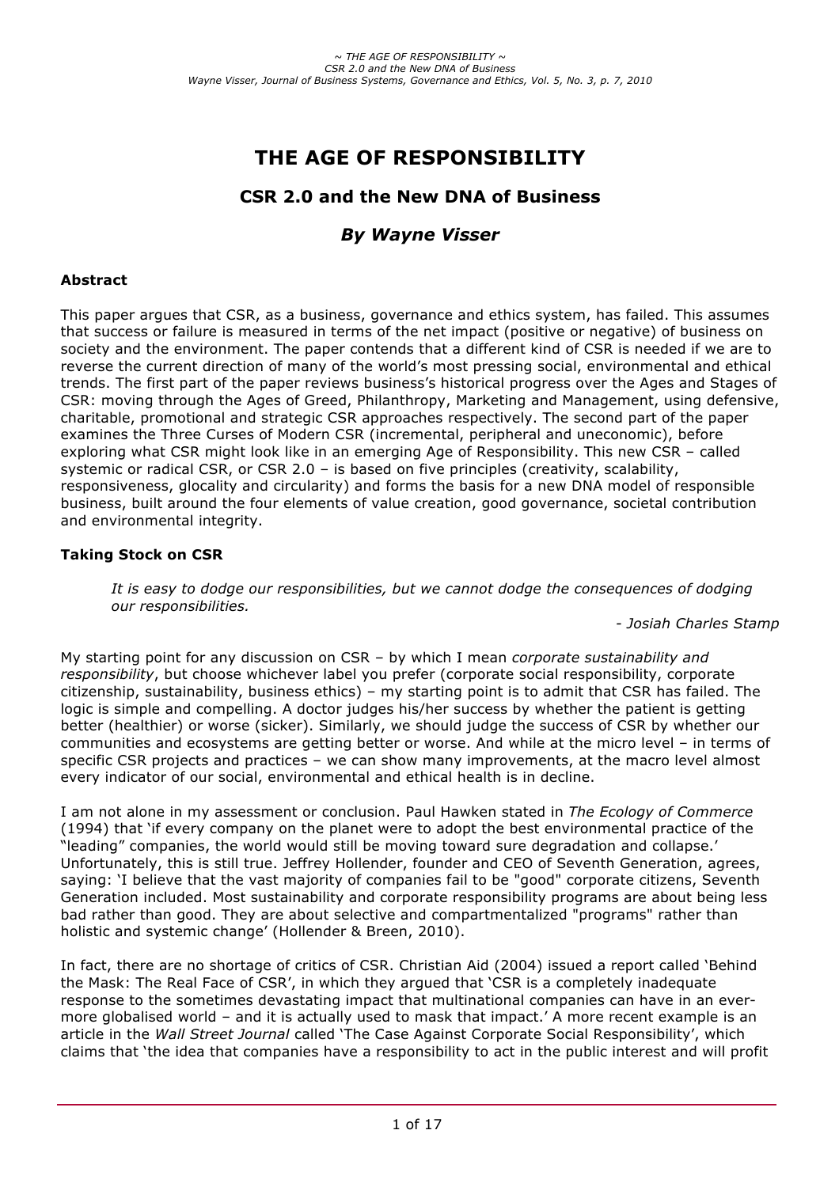# THE AGE OF RESPONSIBILITY

## CSR 2.0 and the New DNA of Business

### *By Wayne Visser*

**Abstract**

This paper argues that CSR, as a business, governance and ethics system, has failed. This assumes that success or failure is measured in terms of the net impact (positive or negative) of business on society and the environment. The paper contends that a different kind of CSR is needed if we are to reverse the current direction of many of the world's most pressing social, environmental and ethical trends. The first part of the paper reviews business's historical progress over the Ages and Stages of CSR: moving through the Ages of Greed, Philanthropy, Marketing and Management, using defensive, charitable, promotional and strategic CSR approaches respectively. The second part of the paper examines the Three Curses of Modern CSR (incremental, peripheral and uneconomic), before exploring what CSR might look like in an emerging Age of Responsibility. This new CSR – called systemic or radical CSR, or CSR 2.0 – is based on five principles (creativity, scalability, responsiveness, glocality and circularity) and forms the basis for a new DNA model of responsible business, built around the four elements of value creation, good governance, societal contribution and environmental integrity.

**Taking Stock on CSR**

> *It is easy to dodge our responsibilities, but we cannot dodge the consequences of dodging our responsibilities.*
>
> *- Josiah Charles Stamp*

My starting point for any discussion on CSR – by which I mean *corporate sustainability and responsibility*, but choose whichever label you prefer (corporate social responsibility, corporate citizenship, sustainability, business ethics) – my starting point is to admit that CSR has failed. The logic is simple and compelling. A doctor judges his/her success by whether the patient is getting better (healthier) or worse (sicker). Similarly, we should judge the success of CSR by whether our communities and ecosystems are getting better or worse. And while at the micro level – in terms of specific CSR projects and practices – we can show many improvements, at the macro level almost every indicator of our social, environmental and ethical health is in decline.

I am not alone in my assessment or conclusion. Paul Hawken stated in *The Ecology of Commerce* (1994) that 'if every company on the planet were to adopt the best environmental practice of the "leading" companies, the world would still be moving toward sure degradation and collapse.' Unfortunately, this is still true. Jeffrey Hollender, founder and CEO of Seventh Generation, agrees, saying: 'I believe that the vast majority of companies fail to be "good" corporate citizens, Seventh Generation included. Most sustainability and corporate responsibility programs are about being less bad rather than good. They are about selective and compartmentalized "programs" rather than holistic and systemic change' (Hollender & Breen, 2010).

In fact, there are no shortage of critics of CSR. Christian Aid (2004) issued a report called 'Behind the Mask: The Real Face of CSR', in which they argued that 'CSR is a completely inadequate response to the sometimes devastating impact that multinational companies can have in an ever-more globalised world – and it is actually used to mask that impact.' A more recent example is an article in the *Wall Street Journal* called 'The Case Against Corporate Social Responsibility', which claims that 'the idea that companies have a responsibility to act in the public interest and will profit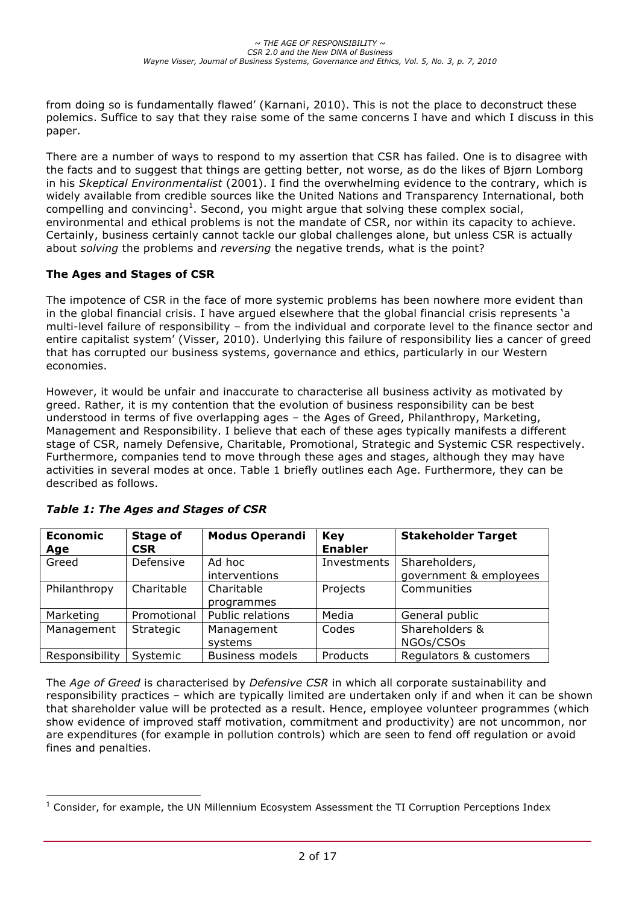from doing so is fundamentally flawed' (Karnani, 2010). This is not the place to deconstruct these polemics. Suffice to say that they raise some of the same concerns I have and which I discuss in this paper.

There are a number of ways to respond to my assertion that CSR has failed. One is to disagree with the facts and to suggest that things are getting better, not worse, as do the likes of Bjørn Lomborg in his *Skeptical Environmentalist* (2001). I find the overwhelming evidence to the contrary, which is widely available from credible sources like the United Nations and Transparency International, both compelling and convincing[1]. Second, you might argue that solving these complex social, environmental and ethical problems is not the mandate of CSR, nor within its capacity to achieve. Certainly, business certainly cannot tackle our global challenges alone, but unless CSR is actually about *solving* the problems and *reversing* the negative trends, what is the point?

**The Ages and Stages of CSR**

The impotence of CSR in the face of more systemic problems has been nowhere more evident than in the global financial crisis. I have argued elsewhere that the global financial crisis represents 'a multi-level failure of responsibility – from the individual and corporate level to the finance sector and entire capitalist system' (Visser, 2010). Underlying this failure of responsibility lies a cancer of greed that has corrupted our business systems, governance and ethics, particularly in our Western economies.

However, it would be unfair and inaccurate to characterise all business activity as motivated by greed. Rather, it is my contention that the evolution of business responsibility can be best understood in terms of five overlapping ages – the Ages of Greed, Philanthropy, Marketing, Management and Responsibility. I believe that each of these ages typically manifests a different stage of CSR, namely Defensive, Charitable, Promotional, Strategic and Systemic CSR respectively. Furthermore, companies tend to move through these ages and stages, although they may have activities in several modes at once. Table 1 briefly outlines each Age. Furthermore, they can be described as follows.

***Table 1: The Ages and Stages of CSR***

| Economic Age | Stage of CSR | Modus Operandi | Key Enabler | Stakeholder Target |
|---|---|---|---|---|
| Greed | Defensive | Ad hoc interventions | Investments | Shareholders, government & employees |
| Philanthropy | Charitable | Charitable programmes | Projects | Communities |
| Marketing | Promotional | Public relations | Media | General public |
| Management | Strategic | Management systems | Codes | Shareholders & NGOs/CSOs |
| Responsibility | Systemic | Business models | Products | Regulators & customers |

The *Age of Greed* is characterised by *Defensive CSR* in which all corporate sustainability and responsibility practices – which are typically limited are undertaken only if and when it can be shown that shareholder value will be protected as a result. Hence, employee volunteer programmes (which show evidence of improved staff motivation, commitment and productivity) are not uncommon, nor are expenditures (for example in pollution controls) which are seen to fend off regulation or avoid fines and penalties.

---

[1] Consider, for example, the UN Millennium Ecosystem Assessment the TI Corruption Perceptions Index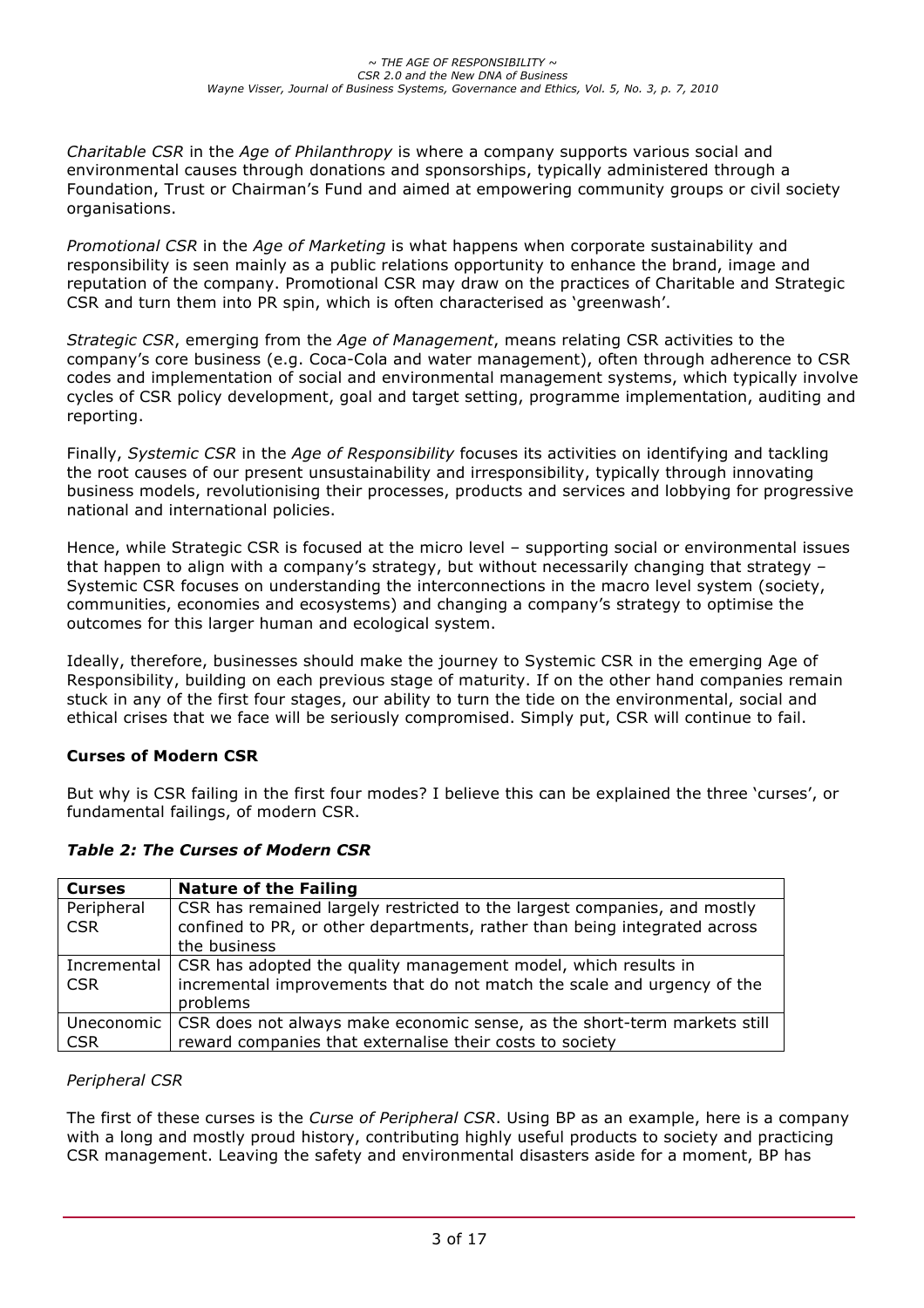*Charitable CSR* in the *Age of Philanthropy* is where a company supports various social and environmental causes through donations and sponsorships, typically administered through a Foundation, Trust or Chairman's Fund and aimed at empowering community groups or civil society organisations.

*Promotional CSR* in the *Age of Marketing* is what happens when corporate sustainability and responsibility is seen mainly as a public relations opportunity to enhance the brand, image and reputation of the company. Promotional CSR may draw on the practices of Charitable and Strategic CSR and turn them into PR spin, which is often characterised as 'greenwash'.

*Strategic CSR*, emerging from the *Age of Management*, means relating CSR activities to the company's core business (e.g. Coca-Cola and water management), often through adherence to CSR codes and implementation of social and environmental management systems, which typically involve cycles of CSR policy development, goal and target setting, programme implementation, auditing and reporting.

Finally, *Systemic CSR* in the *Age of Responsibility* focuses its activities on identifying and tackling the root causes of our present unsustainability and irresponsibility, typically through innovating business models, revolutionising their processes, products and services and lobbying for progressive national and international policies.

Hence, while Strategic CSR is focused at the micro level – supporting social or environmental issues that happen to align with a company's strategy, but without necessarily changing that strategy – Systemic CSR focuses on understanding the interconnections in the macro level system (society, communities, economies and ecosystems) and changing a company's strategy to optimise the outcomes for this larger human and ecological system.

Ideally, therefore, businesses should make the journey to Systemic CSR in the emerging Age of Responsibility, building on each previous stage of maturity. If on the other hand companies remain stuck in any of the first four stages, our ability to turn the tide on the environmental, social and ethical crises that we face will be seriously compromised. Simply put, CSR will continue to fail.

**Curses of Modern CSR**

But why is CSR failing in the first four modes? I believe this can be explained the three 'curses', or fundamental failings, of modern CSR.

***Table 2: The Curses of Modern CSR***

| **Curses** | **Nature of the Failing** |
|---|---|
| Peripheral CSR | CSR has remained largely restricted to the largest companies, and mostly confined to PR, or other departments, rather than being integrated across the business |
| Incremental CSR | CSR has adopted the quality management model, which results in incremental improvements that do not match the scale and urgency of the problems |
| Uneconomic CSR | CSR does not always make economic sense, as the short-term markets still reward companies that externalise their costs to society |

*Peripheral CSR*

The first of these curses is the *Curse of Peripheral CSR*. Using BP as an example, here is a company with a long and mostly proud history, contributing highly useful products to society and practicing CSR management. Leaving the safety and environmental disasters aside for a moment, BP has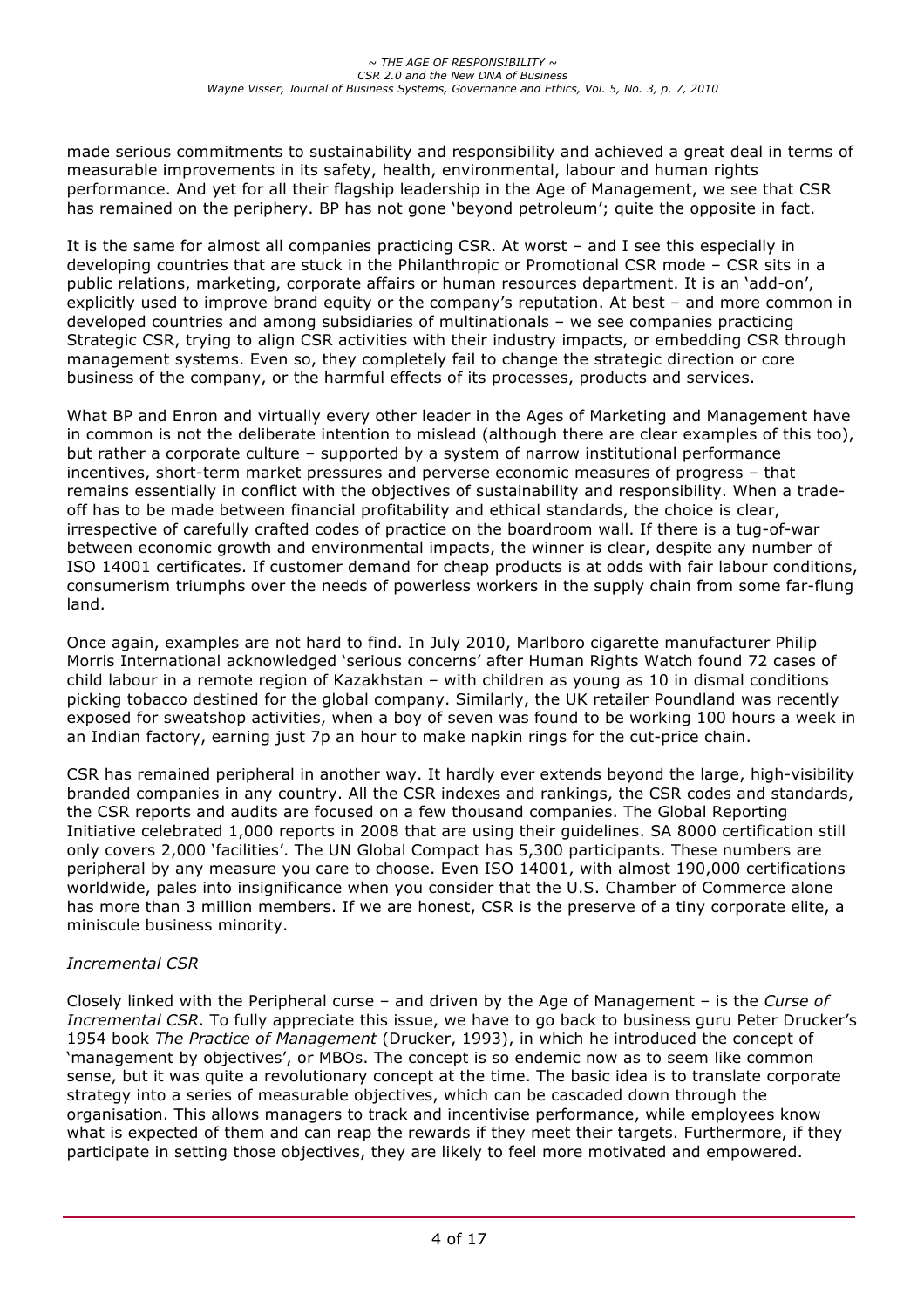made serious commitments to sustainability and responsibility and achieved a great deal in terms of measurable improvements in its safety, health, environmental, labour and human rights performance. And yet for all their flagship leadership in the Age of Management, we see that CSR has remained on the periphery. BP has not gone 'beyond petroleum'; quite the opposite in fact.

It is the same for almost all companies practicing CSR. At worst – and I see this especially in developing countries that are stuck in the Philanthropic or Promotional CSR mode – CSR sits in a public relations, marketing, corporate affairs or human resources department. It is an 'add-on', explicitly used to improve brand equity or the company's reputation. At best – and more common in developed countries and among subsidiaries of multinationals – we see companies practicing Strategic CSR, trying to align CSR activities with their industry impacts, or embedding CSR through management systems. Even so, they completely fail to change the strategic direction or core business of the company, or the harmful effects of its processes, products and services.

What BP and Enron and virtually every other leader in the Ages of Marketing and Management have in common is not the deliberate intention to mislead (although there are clear examples of this too), but rather a corporate culture – supported by a system of narrow institutional performance incentives, short-term market pressures and perverse economic measures of progress – that remains essentially in conflict with the objectives of sustainability and responsibility. When a trade-off has to be made between financial profitability and ethical standards, the choice is clear, irrespective of carefully crafted codes of practice on the boardroom wall. If there is a tug-of-war between economic growth and environmental impacts, the winner is clear, despite any number of ISO 14001 certificates. If customer demand for cheap products is at odds with fair labour conditions, consumerism triumphs over the needs of powerless workers in the supply chain from some far-flung land.

Once again, examples are not hard to find. In July 2010, Marlboro cigarette manufacturer Philip Morris International acknowledged 'serious concerns' after Human Rights Watch found 72 cases of child labour in a remote region of Kazakhstan – with children as young as 10 in dismal conditions picking tobacco destined for the global company. Similarly, the UK retailer Poundland was recently exposed for sweatshop activities, when a boy of seven was found to be working 100 hours a week in an Indian factory, earning just 7p an hour to make napkin rings for the cut-price chain.

CSR has remained peripheral in another way. It hardly ever extends beyond the large, high-visibility branded companies in any country. All the CSR indexes and rankings, the CSR codes and standards, the CSR reports and audits are focused on a few thousand companies. The Global Reporting Initiative celebrated 1,000 reports in 2008 that are using their guidelines. SA 8000 certification still only covers 2,000 'facilities'. The UN Global Compact has 5,300 participants. These numbers are peripheral by any measure you care to choose. Even ISO 14001, with almost 190,000 certifications worldwide, pales into insignificance when you consider that the U.S. Chamber of Commerce alone has more than 3 million members. If we are honest, CSR is the preserve of a tiny corporate elite, a miniscule business minority.

*Incremental CSR*

Closely linked with the Peripheral curse – and driven by the Age of Management – is the *Curse of Incremental CSR*. To fully appreciate this issue, we have to go back to business guru Peter Drucker's 1954 book *The Practice of Management* (Drucker, 1993), in which he introduced the concept of 'management by objectives', or MBOs. The concept is so endemic now as to seem like common sense, but it was quite a revolutionary concept at the time. The basic idea is to translate corporate strategy into a series of measurable objectives, which can be cascaded down through the organisation. This allows managers to track and incentivise performance, while employees know what is expected of them and can reap the rewards if they meet their targets. Furthermore, if they participate in setting those objectives, they are likely to feel more motivated and empowered.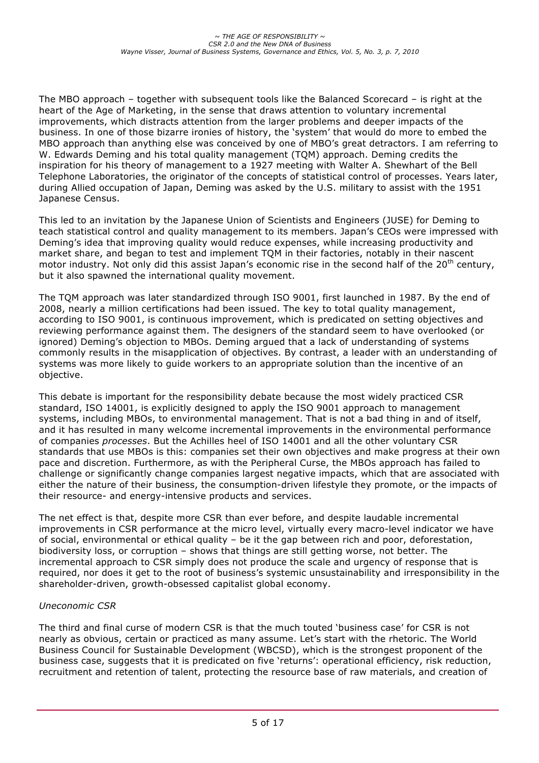The MBO approach – together with subsequent tools like the Balanced Scorecard – is right at the heart of the Age of Marketing, in the sense that draws attention to voluntary incremental improvements, which distracts attention from the larger problems and deeper impacts of the business. In one of those bizarre ironies of history, the 'system' that would do more to embed the MBO approach than anything else was conceived by one of MBO's great detractors. I am referring to W. Edwards Deming and his total quality management (TQM) approach. Deming credits the inspiration for his theory of management to a 1927 meeting with Walter A. Shewhart of the Bell Telephone Laboratories, the originator of the concepts of statistical control of processes. Years later, during Allied occupation of Japan, Deming was asked by the U.S. military to assist with the 1951 Japanese Census.

This led to an invitation by the Japanese Union of Scientists and Engineers (JUSE) for Deming to teach statistical control and quality management to its members. Japan's CEOs were impressed with Deming's idea that improving quality would reduce expenses, while increasing productivity and market share, and began to test and implement TQM in their factories, notably in their nascent motor industry. Not only did this assist Japan's economic rise in the second half of the 20th century, but it also spawned the international quality movement.

The TQM approach was later standardized through ISO 9001, first launched in 1987. By the end of 2008, nearly a million certifications had been issued. The key to total quality management, according to ISO 9001, is continuous improvement, which is predicated on setting objectives and reviewing performance against them. The designers of the standard seem to have overlooked (or ignored) Deming's objection to MBOs. Deming argued that a lack of understanding of systems commonly results in the misapplication of objectives. By contrast, a leader with an understanding of systems was more likely to guide workers to an appropriate solution than the incentive of an objective.

This debate is important for the responsibility debate because the most widely practiced CSR standard, ISO 14001, is explicitly designed to apply the ISO 9001 approach to management systems, including MBOs, to environmental management. That is not a bad thing in and of itself, and it has resulted in many welcome incremental improvements in the environmental performance of companies *processes*. But the Achilles heel of ISO 14001 and all the other voluntary CSR standards that use MBOs is this: companies set their own objectives and make progress at their own pace and discretion. Furthermore, as with the Peripheral Curse, the MBOs approach has failed to challenge or significantly change companies largest negative impacts, which that are associated with either the nature of their business, the consumption-driven lifestyle they promote, or the impacts of their resource- and energy-intensive products and services.

The net effect is that, despite more CSR than ever before, and despite laudable incremental improvements in CSR performance at the micro level, virtually every macro-level indicator we have of social, environmental or ethical quality – be it the gap between rich and poor, deforestation, biodiversity loss, or corruption – shows that things are still getting worse, not better. The incremental approach to CSR simply does not produce the scale and urgency of response that is required, nor does it get to the root of business's systemic unsustainability and irresponsibility in the shareholder-driven, growth-obsessed capitalist global economy.

*Uneconomic CSR*

The third and final curse of modern CSR is that the much touted 'business case' for CSR is not nearly as obvious, certain or practiced as many assume. Let's start with the rhetoric. The World Business Council for Sustainable Development (WBCSD), which is the strongest proponent of the business case, suggests that it is predicated on five 'returns': operational efficiency, risk reduction, recruitment and retention of talent, protecting the resource base of raw materials, and creation of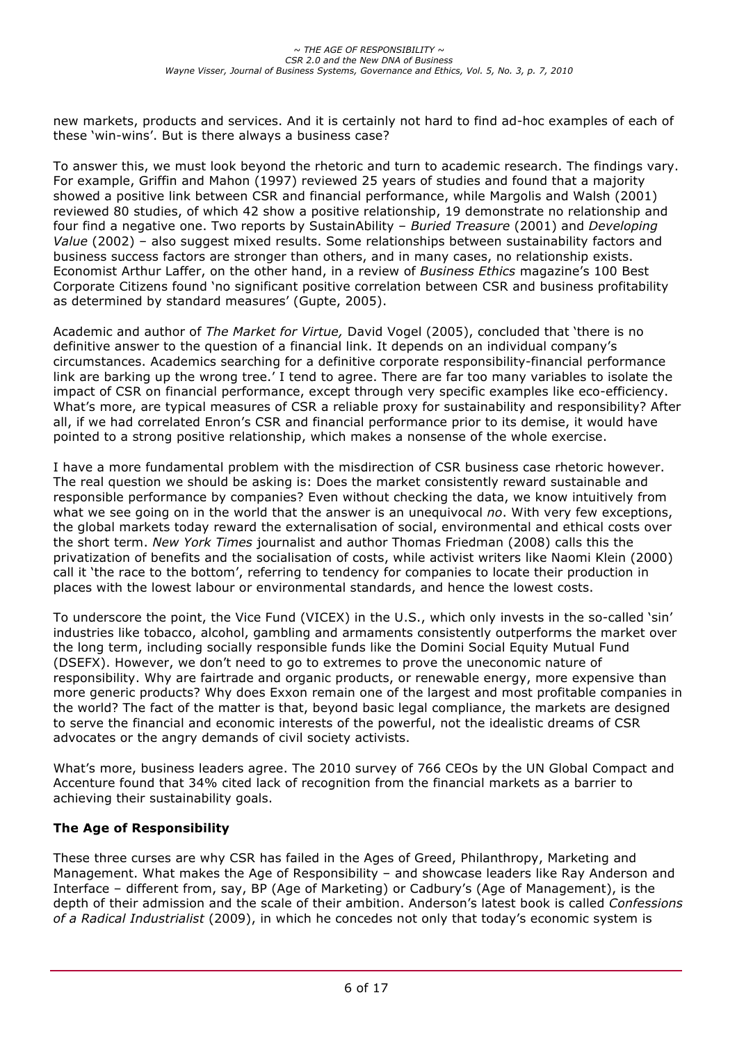new markets, products and services. And it is certainly not hard to find ad-hoc examples of each of these 'win-wins'. But is there always a business case?

To answer this, we must look beyond the rhetoric and turn to academic research. The findings vary. For example, Griffin and Mahon (1997) reviewed 25 years of studies and found that a majority showed a positive link between CSR and financial performance, while Margolis and Walsh (2001) reviewed 80 studies, of which 42 show a positive relationship, 19 demonstrate no relationship and four find a negative one. Two reports by SustainAbility – *Buried Treasure* (2001) and *Developing Value* (2002) – also suggest mixed results. Some relationships between sustainability factors and business success factors are stronger than others, and in many cases, no relationship exists. Economist Arthur Laffer, on the other hand, in a review of *Business Ethics* magazine's 100 Best Corporate Citizens found 'no significant positive correlation between CSR and business profitability as determined by standard measures' (Gupte, 2005).

Academic and author of *The Market for Virtue,* David Vogel (2005), concluded that 'there is no definitive answer to the question of a financial link. It depends on an individual company's circumstances. Academics searching for a definitive corporate responsibility-financial performance link are barking up the wrong tree.' I tend to agree. There are far too many variables to isolate the impact of CSR on financial performance, except through very specific examples like eco-efficiency. What's more, are typical measures of CSR a reliable proxy for sustainability and responsibility? After all, if we had correlated Enron's CSR and financial performance prior to its demise, it would have pointed to a strong positive relationship, which makes a nonsense of the whole exercise.

I have a more fundamental problem with the misdirection of CSR business case rhetoric however. The real question we should be asking is: Does the market consistently reward sustainable and responsible performance by companies? Even without checking the data, we know intuitively from what we see going on in the world that the answer is an unequivocal *no*. With very few exceptions, the global markets today reward the externalisation of social, environmental and ethical costs over the short term. *New York Times* journalist and author Thomas Friedman (2008) calls this the privatization of benefits and the socialisation of costs, while activist writers like Naomi Klein (2000) call it 'the race to the bottom', referring to tendency for companies to locate their production in places with the lowest labour or environmental standards, and hence the lowest costs.

To underscore the point, the Vice Fund (VICEX) in the U.S., which only invests in the so-called 'sin' industries like tobacco, alcohol, gambling and armaments consistently outperforms the market over the long term, including socially responsible funds like the Domini Social Equity Mutual Fund (DSEFX). However, we don't need to go to extremes to prove the uneconomic nature of responsibility. Why are fairtrade and organic products, or renewable energy, more expensive than more generic products? Why does Exxon remain one of the largest and most profitable companies in the world? The fact of the matter is that, beyond basic legal compliance, the markets are designed to serve the financial and economic interests of the powerful, not the idealistic dreams of CSR advocates or the angry demands of civil society activists.

What's more, business leaders agree. The 2010 survey of 766 CEOs by the UN Global Compact and Accenture found that 34% cited lack of recognition from the financial markets as a barrier to achieving their sustainability goals.

## The Age of Responsibility

These three curses are why CSR has failed in the Ages of Greed, Philanthropy, Marketing and Management. What makes the Age of Responsibility – and showcase leaders like Ray Anderson and Interface – different from, say, BP (Age of Marketing) or Cadbury's (Age of Management), is the depth of their admission and the scale of their ambition. Anderson's latest book is called *Confessions of a Radical Industrialist* (2009), in which he concedes not only that today's economic system is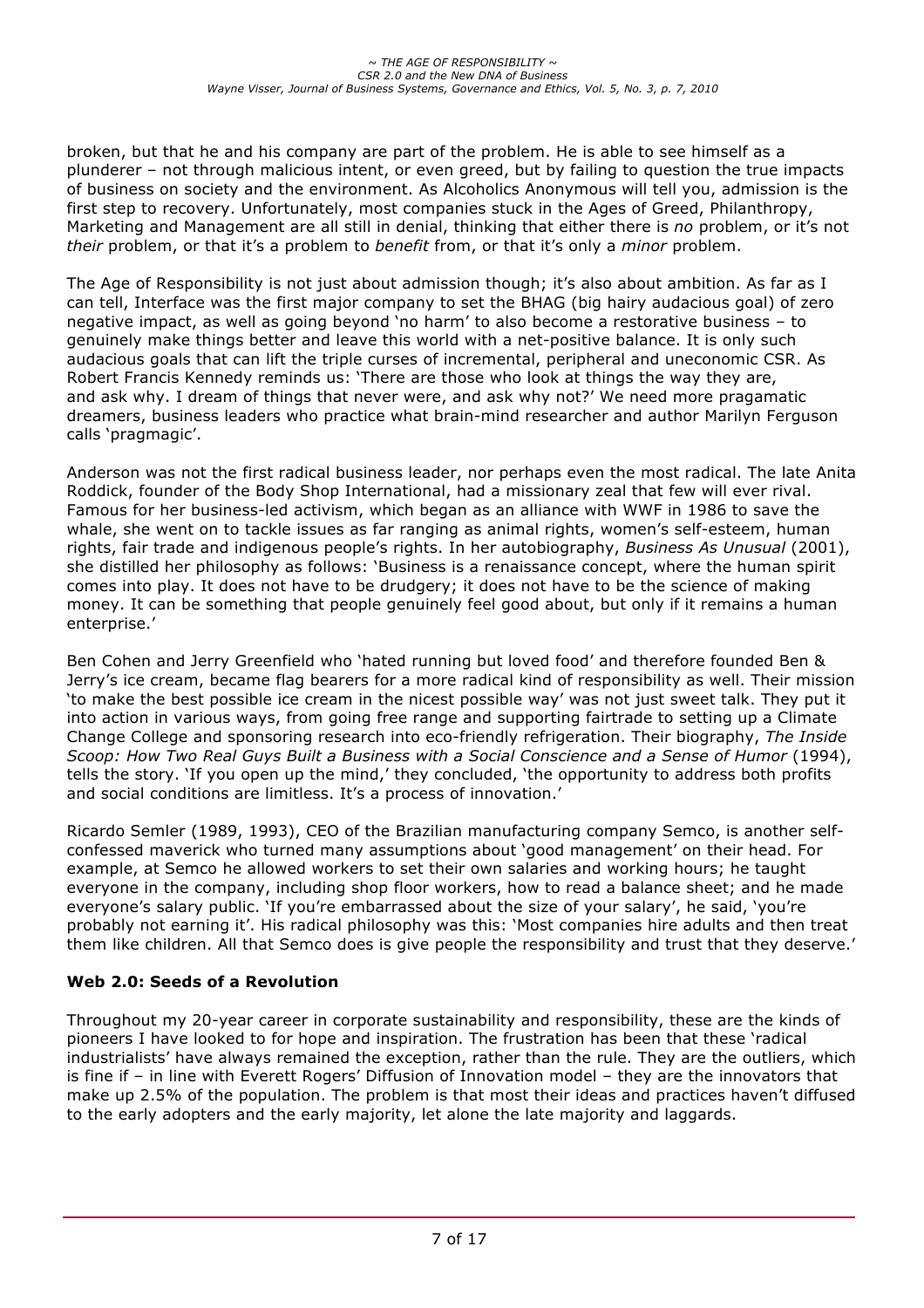broken, but that he and his company are part of the problem. He is able to see himself as a plunderer – not through malicious intent, or even greed, but by failing to question the true impacts of business on society and the environment. As Alcoholics Anonymous will tell you, admission is the first step to recovery. Unfortunately, most companies stuck in the Ages of Greed, Philanthropy, Marketing and Management are all still in denial, thinking that either there is *no* problem, or it's not *their* problem, or that it's a problem to *benefit* from, or that it's only a *minor* problem.

The Age of Responsibility is not just about admission though; it's also about ambition. As far as I can tell, Interface was the first major company to set the BHAG (big hairy audacious goal) of zero negative impact, as well as going beyond 'no harm' to also become a restorative business – to genuinely make things better and leave this world with a net-positive balance. It is only such audacious goals that can lift the triple curses of incremental, peripheral and uneconomic CSR. As Robert Francis Kennedy reminds us: 'There are those who look at things the way they are, and ask why. I dream of things that never were, and ask why not?' We need more pragamatic dreamers, business leaders who practice what brain-mind researcher and author Marilyn Ferguson calls 'pragmagic'.

Anderson was not the first radical business leader, nor perhaps even the most radical. The late Anita Roddick, founder of the Body Shop International, had a missionary zeal that few will ever rival. Famous for her business-led activism, which began as an alliance with WWF in 1986 to save the whale, she went on to tackle issues as far ranging as animal rights, women's self-esteem, human rights, fair trade and indigenous people's rights. In her autobiography, *Business As Unusual* (2001), she distilled her philosophy as follows: 'Business is a renaissance concept, where the human spirit comes into play. It does not have to be drudgery; it does not have to be the science of making money. It can be something that people genuinely feel good about, but only if it remains a human enterprise.'

Ben Cohen and Jerry Greenfield who 'hated running but loved food' and therefore founded Ben & Jerry's ice cream, became flag bearers for a more radical kind of responsibility as well. Their mission 'to make the best possible ice cream in the nicest possible way' was not just sweet talk. They put it into action in various ways, from going free range and supporting fairtrade to setting up a Climate Change College and sponsoring research into eco-friendly refrigeration. Their biography, *The Inside Scoop: How Two Real Guys Built a Business with a Social Conscience and a Sense of Humor* (1994), tells the story. 'If you open up the mind,' they concluded, 'the opportunity to address both profits and social conditions are limitless. It's a process of innovation.'

Ricardo Semler (1989, 1993), CEO of the Brazilian manufacturing company Semco, is another self-confessed maverick who turned many assumptions about 'good management' on their head. For example, at Semco he allowed workers to set their own salaries and working hours; he taught everyone in the company, including shop floor workers, how to read a balance sheet; and he made everyone's salary public. 'If you're embarrassed about the size of your salary', he said, 'you're probably not earning it'. His radical philosophy was this: 'Most companies hire adults and then treat them like children. All that Semco does is give people the responsibility and trust that they deserve.'

### Web 2.0: Seeds of a Revolution

Throughout my 20-year career in corporate sustainability and responsibility, these are the kinds of pioneers I have looked to for hope and inspiration. The frustration has been that these 'radical industrialists' have always remained the exception, rather than the rule. They are the outliers, which is fine if – in line with Everett Rogers' Diffusion of Innovation model – they are the innovators that make up 2.5% of the population. The problem is that most their ideas and practices haven't diffused to the early adopters and the early majority, let alone the late majority and laggards.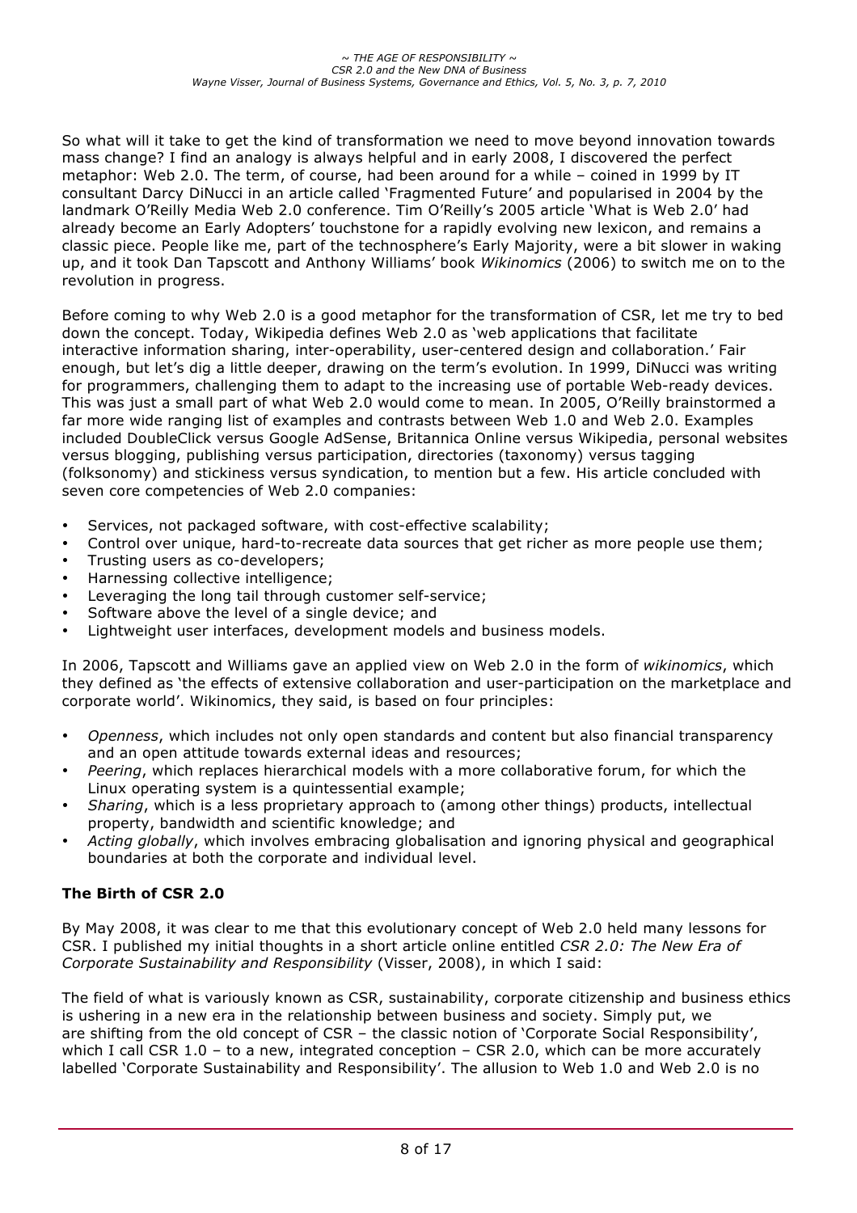So what will it take to get the kind of transformation we need to move beyond innovation towards mass change? I find an analogy is always helpful and in early 2008, I discovered the perfect metaphor: Web 2.0. The term, of course, had been around for a while – coined in 1999 by IT consultant Darcy DiNucci in an article called 'Fragmented Future' and popularised in 2004 by the landmark O'Reilly Media Web 2.0 conference. Tim O'Reilly's 2005 article 'What is Web 2.0' had already become an Early Adopters' touchstone for a rapidly evolving new lexicon, and remains a classic piece. People like me, part of the technosphere's Early Majority, were a bit slower in waking up, and it took Dan Tapscott and Anthony Williams' book *Wikinomics* (2006) to switch me on to the revolution in progress.

Before coming to why Web 2.0 is a good metaphor for the transformation of CSR, let me try to bed down the concept. Today, Wikipedia defines Web 2.0 as 'web applications that facilitate interactive information sharing, inter-operability, user-centered design and collaboration.' Fair enough, but let's dig a little deeper, drawing on the term's evolution. In 1999, DiNucci was writing for programmers, challenging them to adapt to the increasing use of portable Web-ready devices. This was just a small part of what Web 2.0 would come to mean. In 2005, O'Reilly brainstormed a far more wide ranging list of examples and contrasts between Web 1.0 and Web 2.0. Examples included DoubleClick versus Google AdSense, Britannica Online versus Wikipedia, personal websites versus blogging, publishing versus participation, directories (taxonomy) versus tagging (folksonomy) and stickiness versus syndication, to mention but a few. His article concluded with seven core competencies of Web 2.0 companies:

- Services, not packaged software, with cost-effective scalability;
- Control over unique, hard-to-recreate data sources that get richer as more people use them;
- Trusting users as co-developers;
- Harnessing collective intelligence;
- Leveraging the long tail through customer self-service;
- Software above the level of a single device; and
- Lightweight user interfaces, development models and business models.

In 2006, Tapscott and Williams gave an applied view on Web 2.0 in the form of *wikinomics*, which they defined as 'the effects of extensive collaboration and user-participation on the marketplace and corporate world'. Wikinomics, they said, is based on four principles:

- *Openness*, which includes not only open standards and content but also financial transparency and an open attitude towards external ideas and resources;
- *Peering*, which replaces hierarchical models with a more collaborative forum, for which the Linux operating system is a quintessential example;
- *Sharing*, which is a less proprietary approach to (among other things) products, intellectual property, bandwidth and scientific knowledge; and
- *Acting globally*, which involves embracing globalisation and ignoring physical and geographical boundaries at both the corporate and individual level.

### The Birth of CSR 2.0

By May 2008, it was clear to me that this evolutionary concept of Web 2.0 held many lessons for CSR. I published my initial thoughts in a short article online entitled *CSR 2.0: The New Era of Corporate Sustainability and Responsibility* (Visser, 2008), in which I said:

The field of what is variously known as CSR, sustainability, corporate citizenship and business ethics is ushering in a new era in the relationship between business and society. Simply put, we are shifting from the old concept of CSR – the classic notion of 'Corporate Social Responsibility', which I call CSR 1.0 – to a new, integrated conception – CSR 2.0, which can be more accurately labelled 'Corporate Sustainability and Responsibility'. The allusion to Web 1.0 and Web 2.0 is no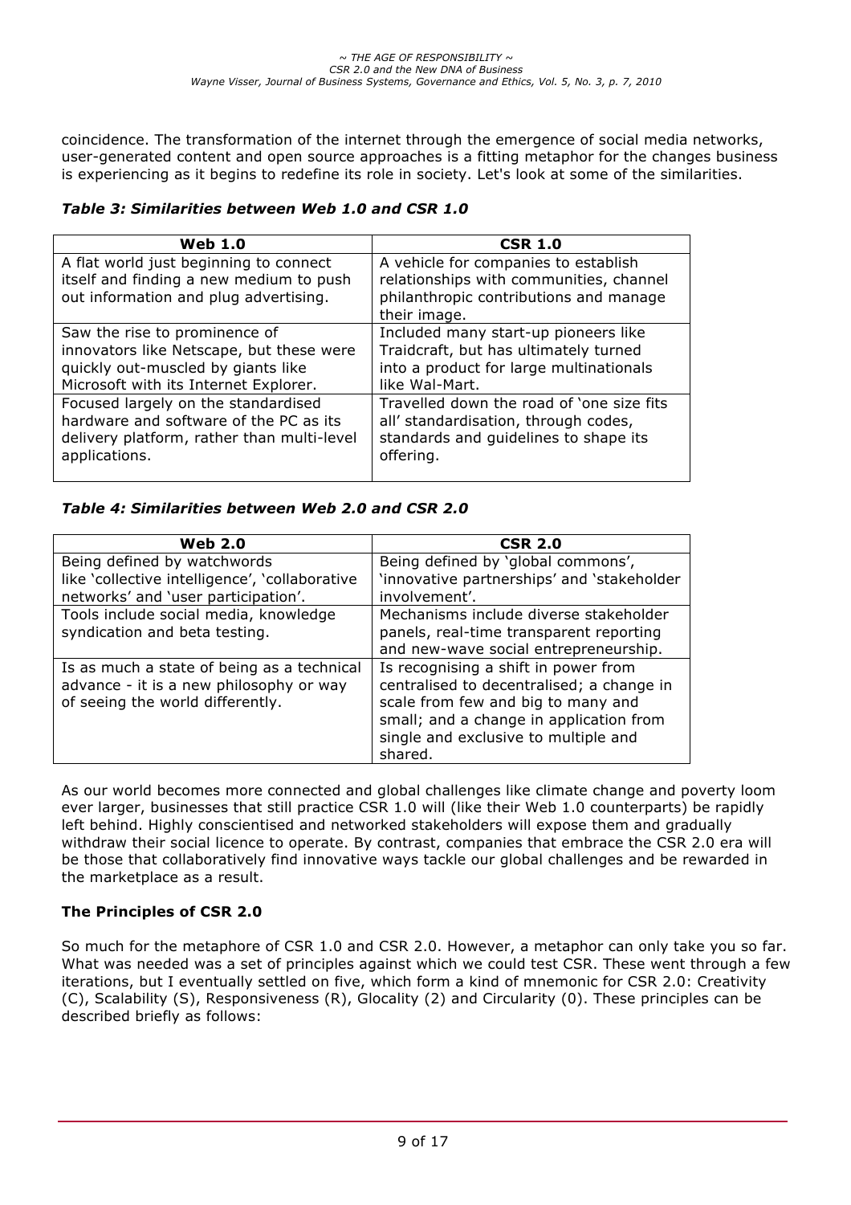coincidence. The transformation of the internet through the emergence of social media networks, user-generated content and open source approaches is a fitting metaphor for the changes business is experiencing as it begins to redefine its role in society. Let's look at some of the similarities.

***Table 3: Similarities between Web 1.0 and CSR 1.0***

| Web 1.0 | CSR 1.0 |
|---|---|
| A flat world just beginning to connect itself and finding a new medium to push out information and plug advertising. | A vehicle for companies to establish relationships with communities, channel philanthropic contributions and manage their image. |
| Saw the rise to prominence of innovators like Netscape, but these were quickly out-muscled by giants like Microsoft with its Internet Explorer. | Included many start-up pioneers like Traidcraft, but has ultimately turned into a product for large multinationals like Wal-Mart. |
| Focused largely on the standardised hardware and software of the PC as its delivery platform, rather than multi-level applications. | Travelled down the road of 'one size fits all' standardisation, through codes, standards and guidelines to shape its offering. |

***Table 4: Similarities between Web 2.0 and CSR 2.0***

| Web 2.0 | CSR 2.0 |
|---|---|
| Being defined by watchwords like 'collective intelligence', 'collaborative networks' and 'user participation'. | Being defined by 'global commons', 'innovative partnerships' and 'stakeholder involvement'. |
| Tools include social media, knowledge syndication and beta testing. | Mechanisms include diverse stakeholder panels, real-time transparent reporting and new-wave social entrepreneurship. |
| Is as much a state of being as a technical advance - it is a new philosophy or way of seeing the world differently. | Is recognising a shift in power from centralised to decentralised; a change in scale from few and big to many and small; and a change in application from single and exclusive to multiple and shared. |

As our world becomes more connected and global challenges like climate change and poverty loom ever larger, businesses that still practice CSR 1.0 will (like their Web 1.0 counterparts) be rapidly left behind. Highly conscientised and networked stakeholders will expose them and gradually withdraw their social licence to operate. By contrast, companies that embrace the CSR 2.0 era will be those that collaboratively find innovative ways tackle our global challenges and be rewarded in the marketplace as a result.

**The Principles of CSR 2.0**

So much for the metaphore of CSR 1.0 and CSR 2.0. However, a metaphor can only take you so far. What was needed was a set of principles against which we could test CSR. These went through a few iterations, but I eventually settled on five, which form a kind of mnemonic for CSR 2.0: Creativity (C), Scalability (S), Responsiveness (R), Glocality (2) and Circularity (0). These principles can be described briefly as follows: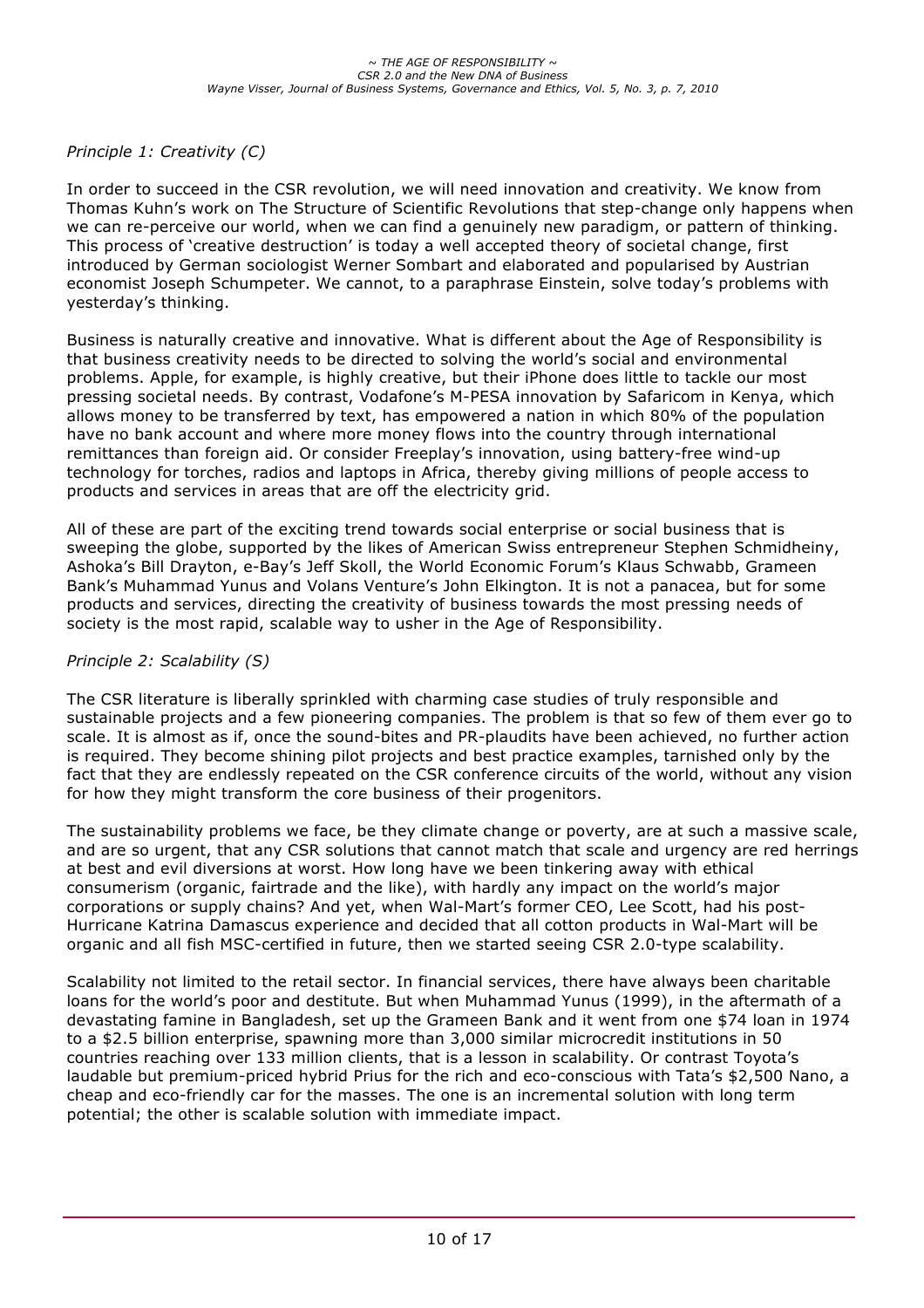*Principle 1: Creativity (C)*

In order to succeed in the CSR revolution, we will need innovation and creativity. We know from Thomas Kuhn's work on The Structure of Scientific Revolutions that step-change only happens when we can re-perceive our world, when we can find a genuinely new paradigm, or pattern of thinking. This process of 'creative destruction' is today a well accepted theory of societal change, first introduced by German sociologist Werner Sombart and elaborated and popularised by Austrian economist Joseph Schumpeter. We cannot, to a paraphrase Einstein, solve today's problems with yesterday's thinking.

Business is naturally creative and innovative. What is different about the Age of Responsibility is that business creativity needs to be directed to solving the world's social and environmental problems. Apple, for example, is highly creative, but their iPhone does little to tackle our most pressing societal needs. By contrast, Vodafone's M-PESA innovation by Safaricom in Kenya, which allows money to be transferred by text, has empowered a nation in which 80% of the population have no bank account and where more money flows into the country through international remittances than foreign aid. Or consider Freeplay's innovation, using battery-free wind-up technology for torches, radios and laptops in Africa, thereby giving millions of people access to products and services in areas that are off the electricity grid.

All of these are part of the exciting trend towards social enterprise or social business that is sweeping the globe, supported by the likes of American Swiss entrepreneur Stephen Schmidheiny, Ashoka's Bill Drayton, e-Bay's Jeff Skoll, the World Economic Forum's Klaus Schwabb, Grameen Bank's Muhammad Yunus and Volans Venture's John Elkington. It is not a panacea, but for some products and services, directing the creativity of business towards the most pressing needs of society is the most rapid, scalable way to usher in the Age of Responsibility.

*Principle 2: Scalability (S)*

The CSR literature is liberally sprinkled with charming case studies of truly responsible and sustainable projects and a few pioneering companies. The problem is that so few of them ever go to scale. It is almost as if, once the sound-bites and PR-plaudits have been achieved, no further action is required. They become shining pilot projects and best practice examples, tarnished only by the fact that they are endlessly repeated on the CSR conference circuits of the world, without any vision for how they might transform the core business of their progenitors.

The sustainability problems we face, be they climate change or poverty, are at such a massive scale, and are so urgent, that any CSR solutions that cannot match that scale and urgency are red herrings at best and evil diversions at worst. How long have we been tinkering away with ethical consumerism (organic, fairtrade and the like), with hardly any impact on the world's major corporations or supply chains? And yet, when Wal-Mart's former CEO, Lee Scott, had his post-Hurricane Katrina Damascus experience and decided that all cotton products in Wal-Mart will be organic and all fish MSC-certified in future, then we started seeing CSR 2.0-type scalability.

Scalability not limited to the retail sector. In financial services, there have always been charitable loans for the world's poor and destitute. But when Muhammad Yunus (1999), in the aftermath of a devastating famine in Bangladesh, set up the Grameen Bank and it went from one $74 loan in 1974 to a $2.5 billion enterprise, spawning more than 3,000 similar microcredit institutions in 50 countries reaching over 133 million clients, that is a lesson in scalability. Or contrast Toyota's laudable but premium-priced hybrid Prius for the rich and eco-conscious with Tata's $2,500 Nano, a cheap and eco-friendly car for the masses. The one is an incremental solution with long term potential; the other is scalable solution with immediate impact.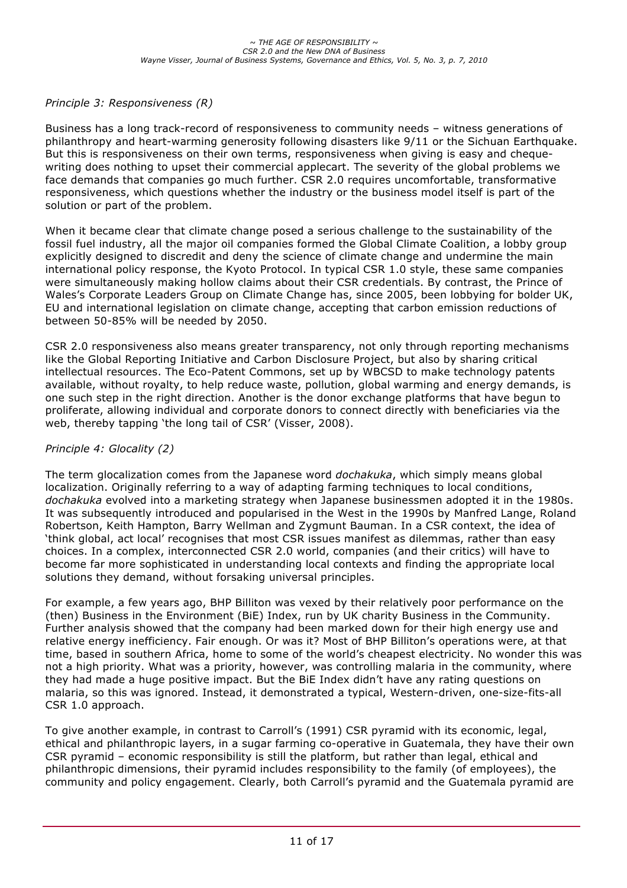*Principle 3: Responsiveness (R)*

Business has a long track-record of responsiveness to community needs – witness generations of philanthropy and heart-warming generosity following disasters like 9/11 or the Sichuan Earthquake. But this is responsiveness on their own terms, responsiveness when giving is easy and cheque-writing does nothing to upset their commercial applecart. The severity of the global problems we face demands that companies go much further. CSR 2.0 requires uncomfortable, transformative responsiveness, which questions whether the industry or the business model itself is part of the solution or part of the problem.

When it became clear that climate change posed a serious challenge to the sustainability of the fossil fuel industry, all the major oil companies formed the Global Climate Coalition, a lobby group explicitly designed to discredit and deny the science of climate change and undermine the main international policy response, the Kyoto Protocol. In typical CSR 1.0 style, these same companies were simultaneously making hollow claims about their CSR credentials. By contrast, the Prince of Wales's Corporate Leaders Group on Climate Change has, since 2005, been lobbying for bolder UK, EU and international legislation on climate change, accepting that carbon emission reductions of between 50-85% will be needed by 2050.

CSR 2.0 responsiveness also means greater transparency, not only through reporting mechanisms like the Global Reporting Initiative and Carbon Disclosure Project, but also by sharing critical intellectual resources. The Eco-Patent Commons, set up by WBCSD to make technology patents available, without royalty, to help reduce waste, pollution, global warming and energy demands, is one such step in the right direction. Another is the donor exchange platforms that have begun to proliferate, allowing individual and corporate donors to connect directly with beneficiaries via the web, thereby tapping 'the long tail of CSR' (Visser, 2008).

*Principle 4: Glocality (2)*

The term glocalization comes from the Japanese word *dochakuka*, which simply means global localization. Originally referring to a way of adapting farming techniques to local conditions, *dochakuka* evolved into a marketing strategy when Japanese businessmen adopted it in the 1980s. It was subsequently introduced and popularised in the West in the 1990s by Manfred Lange, Roland Robertson, Keith Hampton, Barry Wellman and Zygmunt Bauman. In a CSR context, the idea of 'think global, act local' recognises that most CSR issues manifest as dilemmas, rather than easy choices. In a complex, interconnected CSR 2.0 world, companies (and their critics) will have to become far more sophisticated in understanding local contexts and finding the appropriate local solutions they demand, without forsaking universal principles.

For example, a few years ago, BHP Billiton was vexed by their relatively poor performance on the (then) Business in the Environment (BiE) Index, run by UK charity Business in the Community. Further analysis showed that the company had been marked down for their high energy use and relative energy inefficiency. Fair enough. Or was it? Most of BHP Billiton's operations were, at that time, based in southern Africa, home to some of the world's cheapest electricity. No wonder this was not a high priority. What was a priority, however, was controlling malaria in the community, where they had made a huge positive impact. But the BiE Index didn't have any rating questions on malaria, so this was ignored. Instead, it demonstrated a typical, Western-driven, one-size-fits-all CSR 1.0 approach.

To give another example, in contrast to Carroll's (1991) CSR pyramid with its economic, legal, ethical and philanthropic layers, in a sugar farming co-operative in Guatemala, they have their own CSR pyramid – economic responsibility is still the platform, but rather than legal, ethical and philanthropic dimensions, their pyramid includes responsibility to the family (of employees), the community and policy engagement. Clearly, both Carroll's pyramid and the Guatemala pyramid are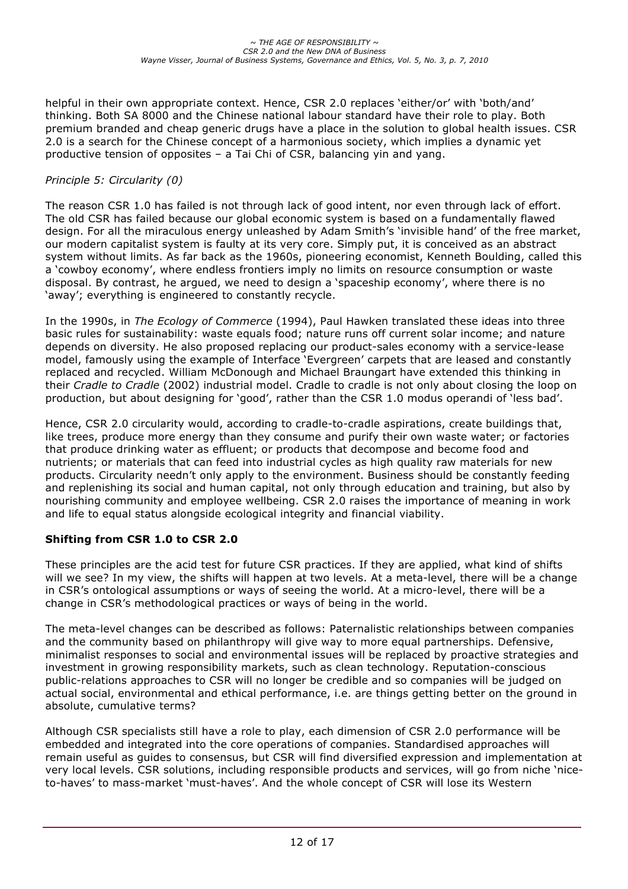helpful in their own appropriate context. Hence, CSR 2.0 replaces 'either/or' with 'both/and' thinking. Both SA 8000 and the Chinese national labour standard have their role to play. Both premium branded and cheap generic drugs have a place in the solution to global health issues. CSR 2.0 is a search for the Chinese concept of a harmonious society, which implies a dynamic yet productive tension of opposites – a Tai Chi of CSR, balancing yin and yang.

*Principle 5: Circularity (0)*

The reason CSR 1.0 has failed is not through lack of good intent, nor even through lack of effort. The old CSR has failed because our global economic system is based on a fundamentally flawed design. For all the miraculous energy unleashed by Adam Smith's 'invisible hand' of the free market, our modern capitalist system is faulty at its very core. Simply put, it is conceived as an abstract system without limits. As far back as the 1960s, pioneering economist, Kenneth Boulding, called this a 'cowboy economy', where endless frontiers imply no limits on resource consumption or waste disposal. By contrast, he argued, we need to design a 'spaceship economy', where there is no 'away'; everything is engineered to constantly recycle.

In the 1990s, in *The Ecology of Commerce* (1994), Paul Hawken translated these ideas into three basic rules for sustainability: waste equals food; nature runs off current solar income; and nature depends on diversity. He also proposed replacing our product-sales economy with a service-lease model, famously using the example of Interface 'Evergreen' carpets that are leased and constantly replaced and recycled. William McDonough and Michael Braungart have extended this thinking in their *Cradle to Cradle* (2002) industrial model. Cradle to cradle is not only about closing the loop on production, but about designing for 'good', rather than the CSR 1.0 modus operandi of 'less bad'.

Hence, CSR 2.0 circularity would, according to cradle-to-cradle aspirations, create buildings that, like trees, produce more energy than they consume and purify their own waste water; or factories that produce drinking water as effluent; or products that decompose and become food and nutrients; or materials that can feed into industrial cycles as high quality raw materials for new products. Circularity needn't only apply to the environment. Business should be constantly feeding and replenishing its social and human capital, not only through education and training, but also by nourishing community and employee wellbeing. CSR 2.0 raises the importance of meaning in work and life to equal status alongside ecological integrity and financial viability.

**Shifting from CSR 1.0 to CSR 2.0**

These principles are the acid test for future CSR practices. If they are applied, what kind of shifts will we see? In my view, the shifts will happen at two levels. At a meta-level, there will be a change in CSR's ontological assumptions or ways of seeing the world. At a micro-level, there will be a change in CSR's methodological practices or ways of being in the world.

The meta-level changes can be described as follows: Paternalistic relationships between companies and the community based on philanthropy will give way to more equal partnerships. Defensive, minimalist responses to social and environmental issues will be replaced by proactive strategies and investment in growing responsibility markets, such as clean technology. Reputation-conscious public-relations approaches to CSR will no longer be credible and so companies will be judged on actual social, environmental and ethical performance, i.e. are things getting better on the ground in absolute, cumulative terms?

Although CSR specialists still have a role to play, each dimension of CSR 2.0 performance will be embedded and integrated into the core operations of companies. Standardised approaches will remain useful as guides to consensus, but CSR will find diversified expression and implementation at very local levels. CSR solutions, including responsible products and services, will go from niche 'nice-to-haves' to mass-market 'must-haves'. And the whole concept of CSR will lose its Western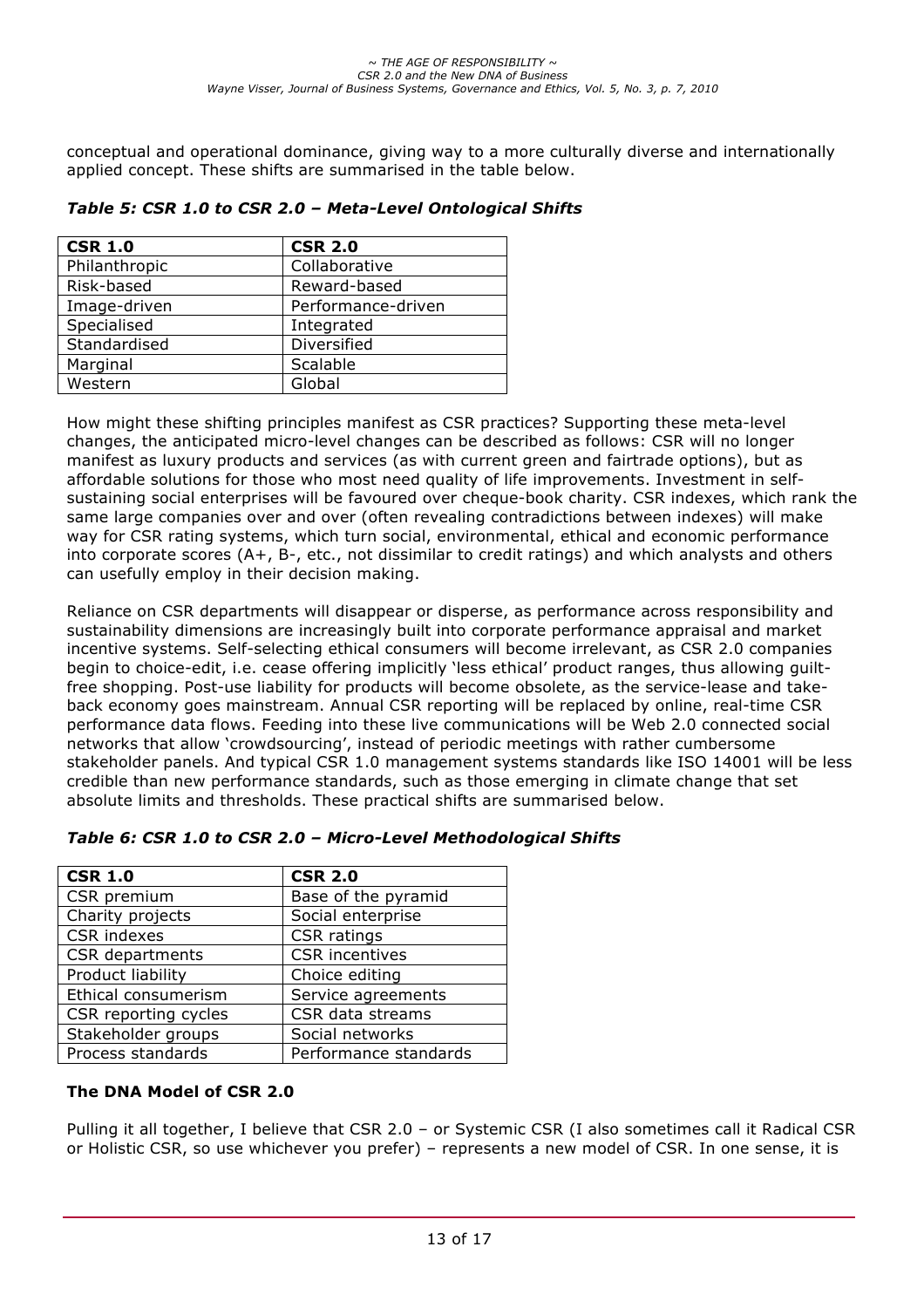conceptual and operational dominance, giving way to a more culturally diverse and internationally applied concept. These shifts are summarised in the table below.

***Table 5: CSR 1.0 to CSR 2.0 – Meta-Level Ontological Shifts***

| CSR 1.0 | CSR 2.0 |
|---|---|
| Philanthropic | Collaborative |
| Risk-based | Reward-based |
| Image-driven | Performance-driven |
| Specialised | Integrated |
| Standardised | Diversified |
| Marginal | Scalable |
| Western | Global |

How might these shifting principles manifest as CSR practices? Supporting these meta-level changes, the anticipated micro-level changes can be described as follows: CSR will no longer manifest as luxury products and services (as with current green and fairtrade options), but as affordable solutions for those who most need quality of life improvements. Investment in self-sustaining social enterprises will be favoured over cheque-book charity. CSR indexes, which rank the same large companies over and over (often revealing contradictions between indexes) will make way for CSR rating systems, which turn social, environmental, ethical and economic performance into corporate scores (A+, B-, etc., not dissimilar to credit ratings) and which analysts and others can usefully employ in their decision making.

Reliance on CSR departments will disappear or disperse, as performance across responsibility and sustainability dimensions are increasingly built into corporate performance appraisal and market incentive systems. Self-selecting ethical consumers will become irrelevant, as CSR 2.0 companies begin to choice-edit, i.e. cease offering implicitly 'less ethical' product ranges, thus allowing guilt-free shopping. Post-use liability for products will become obsolete, as the service-lease and take-back economy goes mainstream. Annual CSR reporting will be replaced by online, real-time CSR performance data flows. Feeding into these live communications will be Web 2.0 connected social networks that allow 'crowdsourcing', instead of periodic meetings with rather cumbersome stakeholder panels. And typical CSR 1.0 management systems standards like ISO 14001 will be less credible than new performance standards, such as those emerging in climate change that set absolute limits and thresholds. These practical shifts are summarised below.

***Table 6: CSR 1.0 to CSR 2.0 – Micro-Level Methodological Shifts***

| CSR 1.0 | CSR 2.0 |
|---|---|
| CSR premium | Base of the pyramid |
| Charity projects | Social enterprise |
| CSR indexes | CSR ratings |
| CSR departments | CSR incentives |
| Product liability | Choice editing |
| Ethical consumerism | Service agreements |
| CSR reporting cycles | CSR data streams |
| Stakeholder groups | Social networks |
| Process standards | Performance standards |

### The DNA Model of CSR 2.0

Pulling it all together, I believe that CSR 2.0 – or Systemic CSR (I also sometimes call it Radical CSR or Holistic CSR, so use whichever you prefer) – represents a new model of CSR. In one sense, it is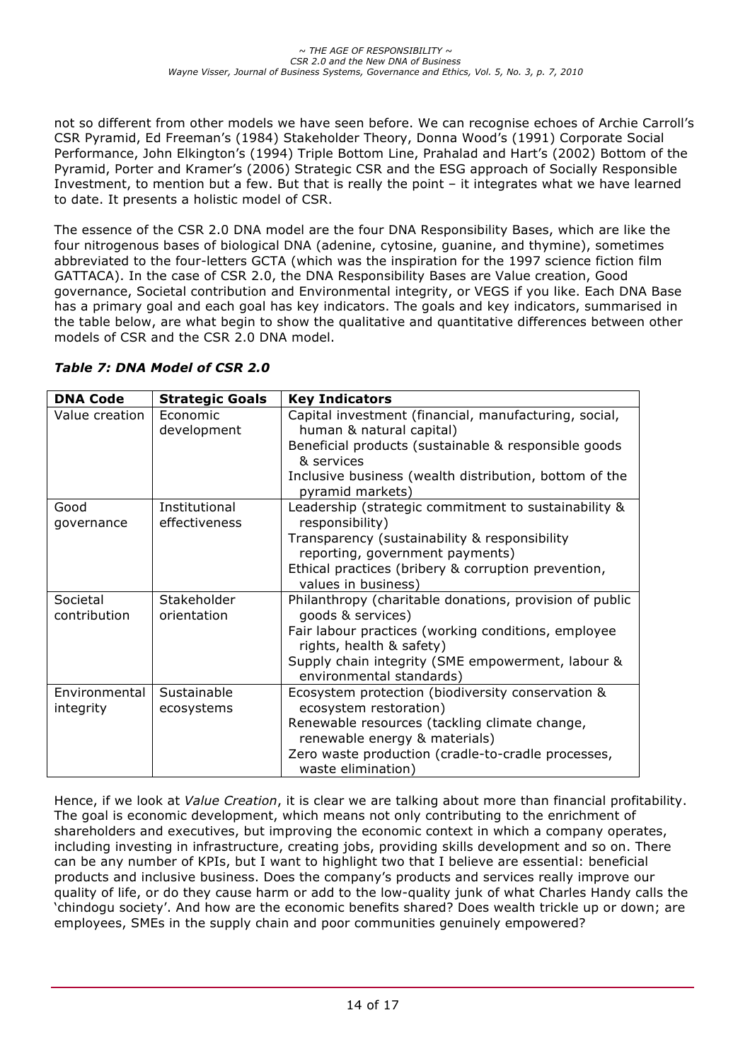not so different from other models we have seen before. We can recognise echoes of Archie Carroll's CSR Pyramid, Ed Freeman's (1984) Stakeholder Theory, Donna Wood's (1991) Corporate Social Performance, John Elkington's (1994) Triple Bottom Line, Prahalad and Hart's (2002) Bottom of the Pyramid, Porter and Kramer's (2006) Strategic CSR and the ESG approach of Socially Responsible Investment, to mention but a few. But that is really the point – it integrates what we have learned to date. It presents a holistic model of CSR.

The essence of the CSR 2.0 DNA model are the four DNA Responsibility Bases, which are like the four nitrogenous bases of biological DNA (adenine, cytosine, guanine, and thymine), sometimes abbreviated to the four-letters GCTA (which was the inspiration for the 1997 science fiction film GATTACA). In the case of CSR 2.0, the DNA Responsibility Bases are Value creation, Good governance, Societal contribution and Environmental integrity, or VEGS if you like. Each DNA Base has a primary goal and each goal has key indicators. The goals and key indicators, summarised in the table below, are what begin to show the qualitative and quantitative differences between other models of CSR and the CSR 2.0 DNA model.

***Table 7: DNA Model of CSR 2.0***

| DNA Code | Strategic Goals | Key Indicators |
|---|---|---|
| Value creation | Economic development | Capital investment (financial, manufacturing, social, human & natural capital)<br>Beneficial products (sustainable & responsible goods & services<br>Inclusive business (wealth distribution, bottom of the pyramid markets) |
| Good governance | Institutional effectiveness | Leadership (strategic commitment to sustainability & responsibility)<br>Transparency (sustainability & responsibility reporting, government payments)<br>Ethical practices (bribery & corruption prevention, values in business) |
| Societal contribution | Stakeholder orientation | Philanthropy (charitable donations, provision of public goods & services)<br>Fair labour practices (working conditions, employee rights, health & safety)<br>Supply chain integrity (SME empowerment, labour & environmental standards) |
| Environmental integrity | Sustainable ecosystems | Ecosystem protection (biodiversity conservation & ecosystem restoration)<br>Renewable resources (tackling climate change, renewable energy & materials)<br>Zero waste production (cradle-to-cradle processes, waste elimination) |

Hence, if we look at *Value Creation*, it is clear we are talking about more than financial profitability. The goal is economic development, which means not only contributing to the enrichment of shareholders and executives, but improving the economic context in which a company operates, including investing in infrastructure, creating jobs, providing skills development and so on. There can be any number of KPIs, but I want to highlight two that I believe are essential: beneficial products and inclusive business. Does the company's products and services really improve our quality of life, or do they cause harm or add to the low-quality junk of what Charles Handy calls the 'chindogu society'. And how are the economic benefits shared? Does wealth trickle up or down; are employees, SMEs in the supply chain and poor communities genuinely empowered?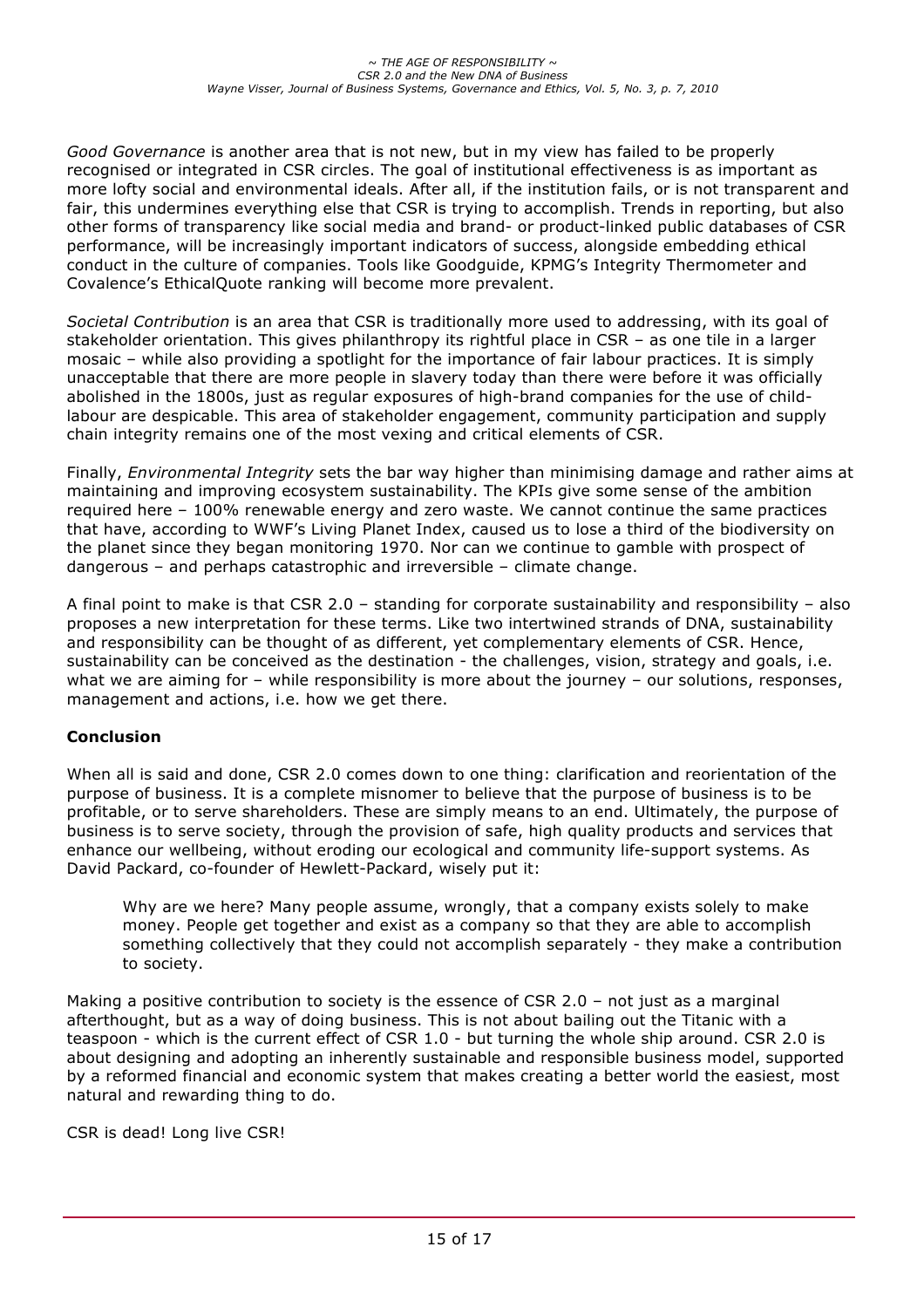*Good Governance* is another area that is not new, but in my view has failed to be properly recognised or integrated in CSR circles. The goal of institutional effectiveness is as important as more lofty social and environmental ideals. After all, if the institution fails, or is not transparent and fair, this undermines everything else that CSR is trying to accomplish. Trends in reporting, but also other forms of transparency like social media and brand- or product-linked public databases of CSR performance, will be increasingly important indicators of success, alongside embedding ethical conduct in the culture of companies. Tools like Goodguide, KPMG's Integrity Thermometer and Covalence's EthicalQuote ranking will become more prevalent.

*Societal Contribution* is an area that CSR is traditionally more used to addressing, with its goal of stakeholder orientation. This gives philanthropy its rightful place in CSR – as one tile in a larger mosaic – while also providing a spotlight for the importance of fair labour practices. It is simply unacceptable that there are more people in slavery today than there were before it was officially abolished in the 1800s, just as regular exposures of high-brand companies for the use of child-labour are despicable. This area of stakeholder engagement, community participation and supply chain integrity remains one of the most vexing and critical elements of CSR.

Finally, *Environmental Integrity* sets the bar way higher than minimising damage and rather aims at maintaining and improving ecosystem sustainability. The KPIs give some sense of the ambition required here – 100% renewable energy and zero waste. We cannot continue the same practices that have, according to WWF's Living Planet Index, caused us to lose a third of the biodiversity on the planet since they began monitoring 1970. Nor can we continue to gamble with prospect of dangerous – and perhaps catastrophic and irreversible – climate change.

A final point to make is that CSR 2.0 – standing for corporate sustainability and responsibility – also proposes a new interpretation for these terms. Like two intertwined strands of DNA, sustainability and responsibility can be thought of as different, yet complementary elements of CSR. Hence, sustainability can be conceived as the destination - the challenges, vision, strategy and goals, i.e. what we are aiming for – while responsibility is more about the journey – our solutions, responses, management and actions, i.e. how we get there.

## Conclusion

When all is said and done, CSR 2.0 comes down to one thing: clarification and reorientation of the purpose of business. It is a complete misnomer to believe that the purpose of business is to be profitable, or to serve shareholders. These are simply means to an end. Ultimately, the purpose of business is to serve society, through the provision of safe, high quality products and services that enhance our wellbeing, without eroding our ecological and community life-support systems. As David Packard, co-founder of Hewlett-Packard, wisely put it:

> Why are we here? Many people assume, wrongly, that a company exists solely to make money. People get together and exist as a company so that they are able to accomplish something collectively that they could not accomplish separately - they make a contribution to society.

Making a positive contribution to society is the essence of CSR 2.0 – not just as a marginal afterthought, but as a way of doing business. This is not about bailing out the Titanic with a teaspoon - which is the current effect of CSR 1.0 - but turning the whole ship around. CSR 2.0 is about designing and adopting an inherently sustainable and responsible business model, supported by a reformed financial and economic system that makes creating a better world the easiest, most natural and rewarding thing to do.

CSR is dead! Long live CSR!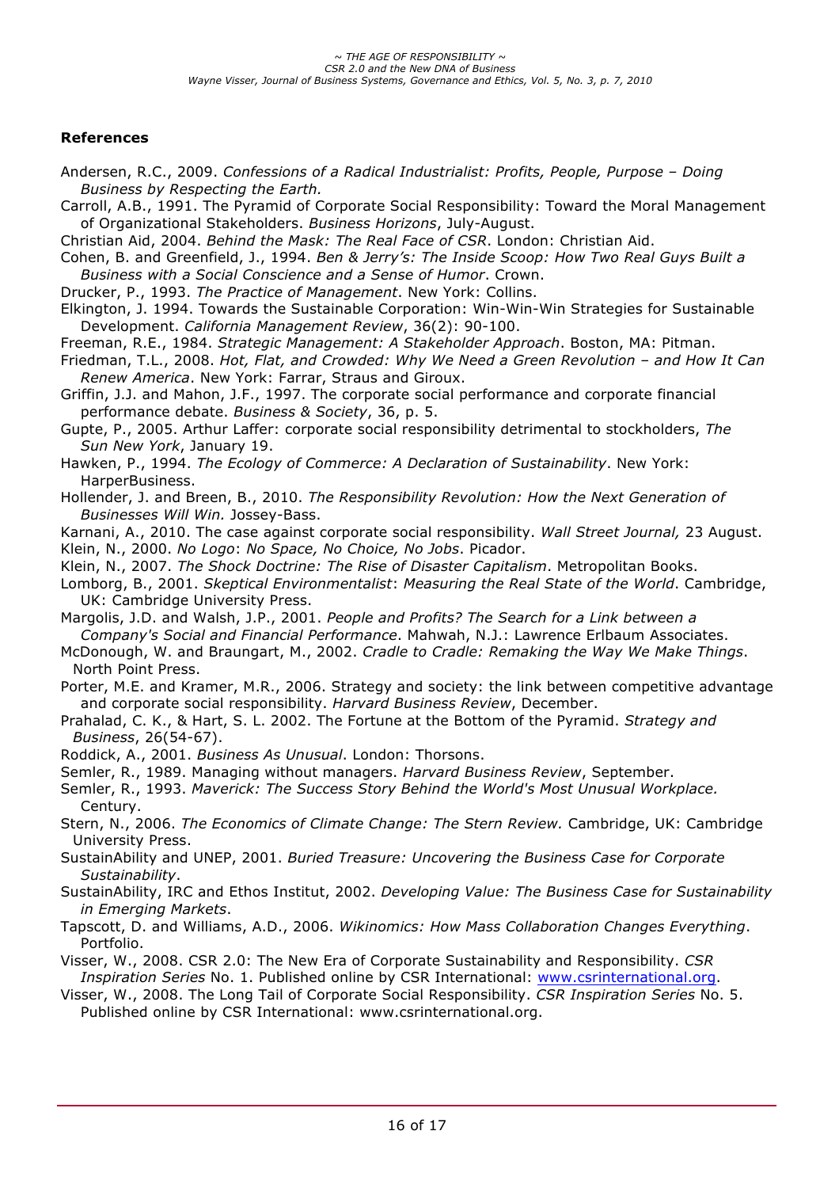## References

Andersen, R.C., 2009. *Confessions of a Radical Industrialist: Profits, People, Purpose – Doing Business by Respecting the Earth.*

Carroll, A.B., 1991. The Pyramid of Corporate Social Responsibility: Toward the Moral Management of Organizational Stakeholders. *Business Horizons*, July-August.

Christian Aid, 2004. *Behind the Mask: The Real Face of CSR*. London: Christian Aid.

Cohen, B. and Greenfield, J., 1994. *Ben & Jerry's: The Inside Scoop: How Two Real Guys Built a Business with a Social Conscience and a Sense of Humor*. Crown.

Drucker, P., 1993. *The Practice of Management*. New York: Collins.

Elkington, J. 1994. Towards the Sustainable Corporation: Win-Win-Win Strategies for Sustainable Development. *California Management Review*, 36(2): 90-100.

Freeman, R.E., 1984. *Strategic Management: A Stakeholder Approach*. Boston, MA: Pitman.

Friedman, T.L., 2008. *Hot, Flat, and Crowded: Why We Need a Green Revolution – and How It Can Renew America*. New York: Farrar, Straus and Giroux.

Griffin, J.J. and Mahon, J.F., 1997. The corporate social performance and corporate financial performance debate. *Business & Society*, 36, p. 5.

Gupte, P., 2005. Arthur Laffer: corporate social responsibility detrimental to stockholders, *The Sun New York*, January 19.

Hawken, P., 1994. *The Ecology of Commerce: A Declaration of Sustainability*. New York: HarperBusiness.

Hollender, J. and Breen, B., 2010. *The Responsibility Revolution: How the Next Generation of Businesses Will Win.* Jossey-Bass.

Karnani, A., 2010. The case against corporate social responsibility. *Wall Street Journal,* 23 August.

Klein, N., 2000. *No Logo*: *No Space, No Choice, No Jobs*. Picador.

Klein, N., 2007. *The Shock Doctrine: The Rise of Disaster Capitalism*. Metropolitan Books.

Lomborg, B., 2001. *Skeptical Environmentalist*: *Measuring the Real State of the World*. Cambridge, UK: Cambridge University Press.

Margolis, J.D. and Walsh, J.P., 2001. *People and Profits? The Search for a Link between a Company's Social and Financial Performance*. Mahwah, N.J.: Lawrence Erlbaum Associates.

McDonough, W. and Braungart, M., 2002. *Cradle to Cradle: Remaking the Way We Make Things*. North Point Press.

Porter, M.E. and Kramer, M.R., 2006. Strategy and society: the link between competitive advantage and corporate social responsibility. *Harvard Business Review*, December.

Prahalad, C. K., & Hart, S. L. 2002. The Fortune at the Bottom of the Pyramid. *Strategy and Business*, 26(54-67).

Roddick, A., 2001. *Business As Unusual*. London: Thorsons.

Semler, R., 1989. Managing without managers. *Harvard Business Review*, September.

Semler, R., 1993. *Maverick: The Success Story Behind the World's Most Unusual Workplace.* Century.

Stern, N., 2006. *The Economics of Climate Change: The Stern Review.* Cambridge, UK: Cambridge University Press.

SustainAbility and UNEP, 2001. *Buried Treasure: Uncovering the Business Case for Corporate Sustainability*.

SustainAbility, IRC and Ethos Institut, 2002. *Developing Value: The Business Case for Sustainability in Emerging Markets*.

Tapscott, D. and Williams, A.D., 2006. *Wikinomics: How Mass Collaboration Changes Everything*. Portfolio.

Visser, W., 2008. CSR 2.0: The New Era of Corporate Sustainability and Responsibility. *CSR Inspiration Series* No. 1. Published online by CSR International: www.csrinternational.org.

Visser, W., 2008. The Long Tail of Corporate Social Responsibility. *CSR Inspiration Series* No. 5. Published online by CSR International: www.csrinternational.org.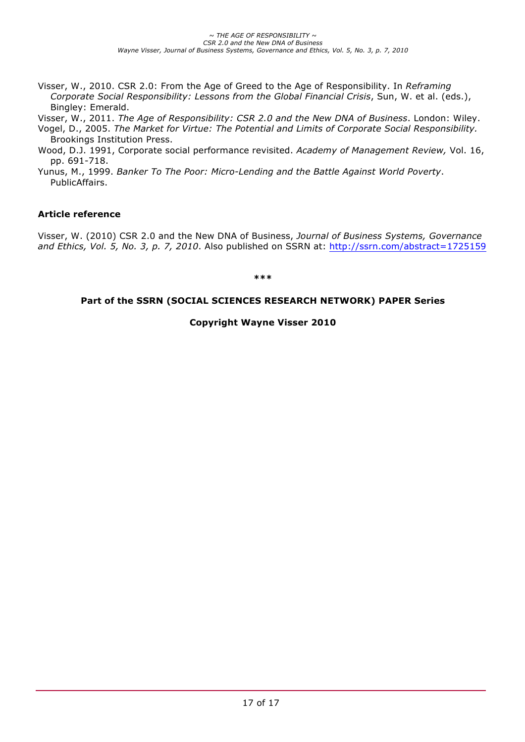Visser, W., 2010. CSR 2.0: From the Age of Greed to the Age of Responsibility. In *Reframing Corporate Social Responsibility: Lessons from the Global Financial Crisis*, Sun, W. et al. (eds.), Bingley: Emerald.

Visser, W., 2011. *The Age of Responsibility: CSR 2.0 and the New DNA of Business*. London: Wiley.

Vogel, D., 2005. *The Market for Virtue: The Potential and Limits of Corporate Social Responsibility.* Brookings Institution Press.

Wood, D.J. 1991, Corporate social performance revisited. *Academy of Management Review,* Vol. 16, pp. 691-718.

Yunus, M., 1999. *Banker To The Poor: Micro-Lending and the Battle Against World Poverty*. PublicAffairs.

**Article reference**

Visser, W. (2010) CSR 2.0 and the New DNA of Business, *Journal of Business Systems, Governance and Ethics, Vol. 5, No. 3, p. 7, 2010*. Also published on SSRN at: http://ssrn.com/abstract=1725159

***

**Part of the SSRN (SOCIAL SCIENCES RESEARCH NETWORK) PAPER Series**

**Copyright Wayne Visser 2010**